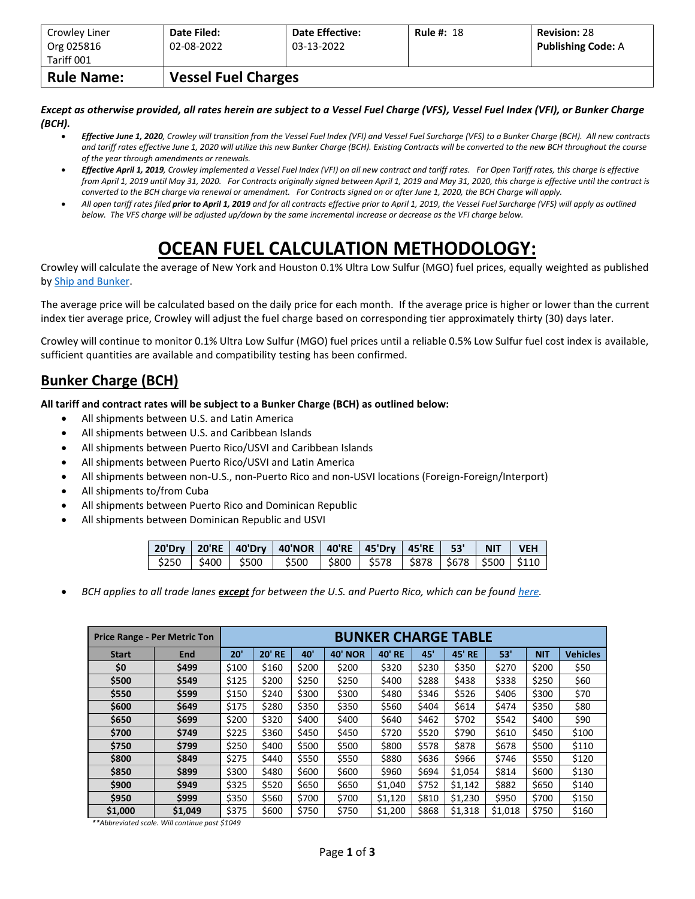| Crowley Liner Org 025816 Tariff 001 | Date Filed: 02-08-2022 | Date Effective: 03-13-2022 | Rule #: 18 | Revision: 28 Publishing Code: A |
|---|---|---|---|---|
| **Rule Name:** | **Vessel Fuel Charges** | | | |

***Except as otherwise provided, all rates herein are subject to a Vessel Fuel Charge (VFS), Vessel Fuel Index (VFI), or Bunker Charge (BCH).***

- ***Effective June 1, 2020****, Crowley will transition from the Vessel Fuel Index (VFI) and Vessel Fuel Surcharge (VFS) to a Bunker Charge (BCH). All new contracts and tariff rates effective June 1, 2020 will utilize this new Bunker Charge (BCH). Existing Contracts will be converted to the new BCH throughout the course of the year through amendments or renewals.*
- ***Effective April 1, 2019****, Crowley implemented a Vessel Fuel Index (VFI) on all new contract and tariff rates. For Open Tariff rates, this charge is effective from April 1, 2019 until May 31, 2020. For Contracts originally signed between April 1, 2019 and May 31, 2020, this charge is effective until the contract is converted to the BCH charge via renewal or amendment. For Contracts signed on or after June 1, 2020, the BCH Charge will apply.*
- *All open tariff rates filed* ***prior to April 1, 2019*** *and for all contracts effective prior to April 1, 2019, the Vessel Fuel Surcharge (VFS) will apply as outlined below. The VFS charge will be adjusted up/down by the same incremental increase or decrease as the VFI charge below.*

# OCEAN FUEL CALCULATION METHODOLOGY:

Crowley will calculate the average of New York and Houston 0.1% Ultra Low Sulfur (MGO) fuel prices, equally weighted as published by Ship and Bunker.

The average price will be calculated based on the daily price for each month. If the average price is higher or lower than the current index tier average price, Crowley will adjust the fuel charge based on corresponding tier approximately thirty (30) days later.

Crowley will continue to monitor 0.1% Ultra Low Sulfur (MGO) fuel prices until a reliable 0.5% Low Sulfur fuel cost index is available, sufficient quantities are available and compatibility testing has been confirmed.

## Bunker Charge (BCH)

**All tariff and contract rates will be subject to a Bunker Charge (BCH) as outlined below:**

- All shipments between U.S. and Latin America
- All shipments between U.S. and Caribbean Islands
- All shipments between Puerto Rico/USVI and Caribbean Islands
- All shipments between Puerto Rico/USVI and Latin America
- All shipments between non-U.S., non-Puerto Rico and non-USVI locations (Foreign-Foreign/Interport)
- All shipments to/from Cuba
- All shipments between Puerto Rico and Dominican Republic
- All shipments between Dominican Republic and USVI

| 20'Dry | 20'RE | 40'Dry | 40'NOR | 40'RE | 45'Dry | 45'RE | 53' | NIT | VEH |
|---|---|---|---|---|---|---|---|---|---|
| $250 | $400 | $500 | $500 | $800 | $578 | $878 | $678 | $500 | $110 |

- *BCH applies to all trade lanes* ***except*** *for between the U.S. and Puerto Rico, which can be found here.*

| Price Range - Per Metric Ton | | BUNKER CHARGE TABLE | | | | | | | | | |
|---|---|---|---|---|---|---|---|---|---|---|---|
| **Start** | **End** | **20'** | **20' RE** | **40'** | **40' NOR** | **40' RE** | **45'** | **45' RE** | **53'** | **NIT** | **Vehicles** |
| **$0** | **$499** | $100 | $160 | $200 | $200 | $320 | $230 | $350 | $270 | $200 | $50 |
| **$500** | **$549** | $125 | $200 | $250 | $250 | $400 | $288 | $438 | $338 | $250 | $60 |
| **$550** | **$599** | $150 | $240 | $300 | $300 | $480 | $346 | $526 | $406 | $300 | $70 |
| **$600** | **$649** | $175 | $280 | $350 | $350 | $560 | $404 | $614 | $474 | $350 | $80 |
| **$650** | **$699** | $200 | $320 | $400 | $400 | $640 | $462 | $702 | $542 | $400 | $90 |
| **$700** | **$749** | $225 | $360 | $450 | $450 | $720 | $520 | $790 | $610 | $450 | $100 |
| **$750** | **$799** | $250 | $400 | $500 | $500 | $800 | $578 | $878 | $678 | $500 | $110 |
| **$800** | **$849** | $275 | $440 | $550 | $550 | $880 | $636 | $966 | $746 | $550 | $120 |
| **$850** | **$899** | $300 | $480 | $600 | $600 | $960 | $694 | $1,054 | $814 | $600 | $130 |
| **$900** | **$949** | $325 | $520 | $650 | $650 | $1,040 | $752 | $1,142 | $882 | $650 | $140 |
| **$950** | **$999** | $350 | $560 | $700 | $700 | $1,120 | $810 | $1,230 | $950 | $700 | $150 |
| **$1,000** | **$1,049** | $375 | $600 | $750 | $750 | $1,200 | $868 | $1,318 | $1,018 | $750 | $160 |

*\*\*Abbreviated scale. Will continue past $1049*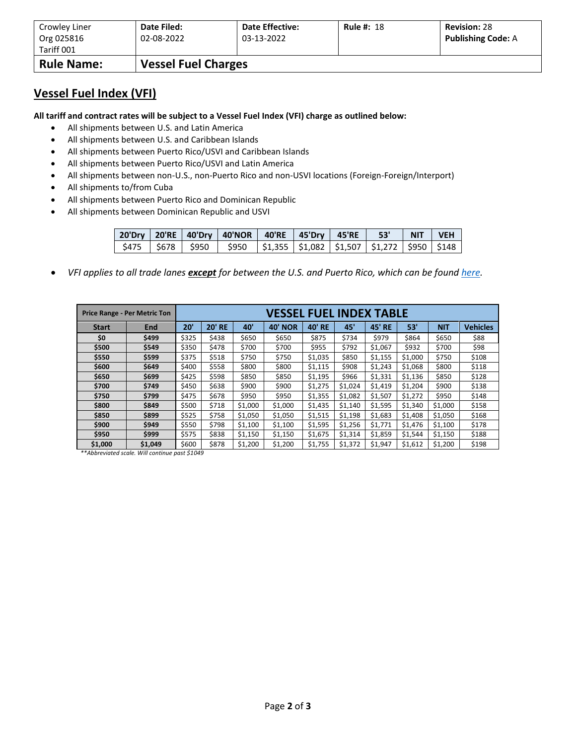| Crowley Liner Org 025816 Tariff 001 | **Date Filed:** 02-08-2022 | **Date Effective:** 03-13-2022 | **Rule #:** 18 | **Revision:** 28 **Publishing Code:** A |
|---|---|---|---|---|
| **Rule Name:** | **Vessel Fuel Charges** | | | |

## Vessel Fuel Index (VFI)

**All tariff and contract rates will be subject to a Vessel Fuel Index (VFI) charge as outlined below:**

- All shipments between U.S. and Latin America
- All shipments between U.S. and Caribbean Islands
- All shipments between Puerto Rico/USVI and Caribbean Islands
- All shipments between Puerto Rico/USVI and Latin America
- All shipments between non-U.S., non-Puerto Rico and non-USVI locations (Foreign-Foreign/Interport)
- All shipments to/from Cuba
- All shipments between Puerto Rico and Dominican Republic
- All shipments between Dominican Republic and USVI

| 20'Dry | 20'RE | 40'Dry | 40'NOR | 40'RE | 45'Dry | 45'RE | 53' | NIT | VEH |
|---|---|---|---|---|---|---|---|---|---|
| $475 | $678 | $950 | $950 | $1,355 | $1,082 | $1,507 | $1,272 | $950 | $148 |

- *VFI applies to all trade lanes* ***except*** *for between the U.S. and Puerto Rico, which can be found [here](here).*

| Price Range - Per Metric Ton | | VESSEL FUEL INDEX TABLE | | | | | | | | | |
|---|---|---|---|---|---|---|---|---|---|---|---|
| **Start** | **End** | **20'** | **20' RE** | **40'** | **40' NOR** | **40' RE** | **45'** | **45' RE** | **53'** | **NIT** | **Vehicles** |
| **$0** | **$499** | $325 | $438 | $650 | $650 | $875 | $734 | $979 | $864 | $650 | $88 |
| **$500** | **$549** | $350 | $478 | $700 | $700 | $955 | $792 | $1,067 | $932 | $700 | $98 |
| **$550** | **$599** | $375 | $518 | $750 | $750 | $1,035 | $850 | $1,155 | $1,000 | $750 | $108 |
| **$600** | **$649** | $400 | $558 | $800 | $800 | $1,115 | $908 | $1,243 | $1,068 | $800 | $118 |
| **$650** | **$699** | $425 | $598 | $850 | $850 | $1,195 | $966 | $1,331 | $1,136 | $850 | $128 |
| **$700** | **$749** | $450 | $638 | $900 | $900 | $1,275 | $1,024 | $1,419 | $1,204 | $900 | $138 |
| **$750** | **$799** | $475 | $678 | $950 | $950 | $1,355 | $1,082 | $1,507 | $1,272 | $950 | $148 |
| **$800** | **$849** | $500 | $718 | $1,000 | $1,000 | $1,435 | $1,140 | $1,595 | $1,340 | $1,000 | $158 |
| **$850** | **$899** | $525 | $758 | $1,050 | $1,050 | $1,515 | $1,198 | $1,683 | $1,408 | $1,050 | $168 |
| **$900** | **$949** | $550 | $798 | $1,100 | $1,100 | $1,595 | $1,256 | $1,771 | $1,476 | $1,100 | $178 |
| **$950** | **$999** | $575 | $838 | $1,150 | $1,150 | $1,675 | $1,314 | $1,859 | $1,544 | $1,150 | $188 |
| **$1,000** | **$1,049** | $600 | $878 | $1,200 | $1,200 | $1,755 | $1,372 | $1,947 | $1,612 | $1,200 | $198 |

*\*\*Abbreviated scale. Will continue past $1049*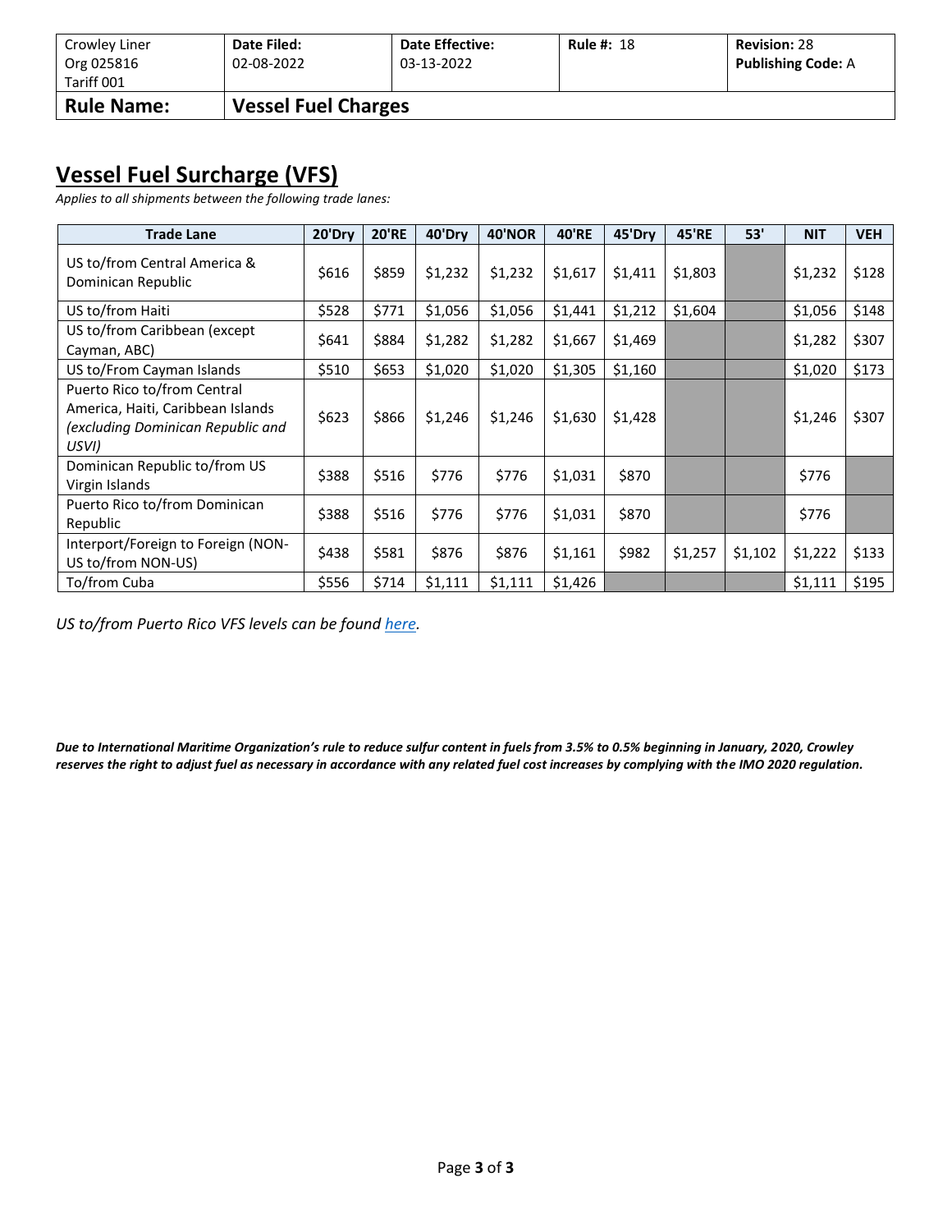| Crowley Liner Org 025816 Tariff 001 | **Date Filed:** 02-08-2022 | **Date Effective:** 03-13-2022 | **Rule #:** 18 | **Revision:** 28 **Publishing Code:** A |
|---|---|---|---|---|
| **Rule Name:** | **Vessel Fuel Charges** | | | |

# Vessel Fuel Surcharge (VFS)

*Applies to all shipments between the following trade lanes:*

| Trade Lane | 20'Dry | 20'RE | 40'Dry | 40'NOR | 40'RE | 45'Dry | 45'RE | 53' | NIT | VEH |
|---|---|---|---|---|---|---|---|---|---|---|
| US to/from Central America & Dominican Republic | $616 | $859 | $1,232 | $1,232 | $1,617 | $1,411 | $1,803 | | $1,232 | $128 |
| US to/from Haiti | $528 | $771 | $1,056 | $1,056 | $1,441 | $1,212 | $1,604 | | $1,056 | $148 |
| US to/from Caribbean (except Cayman, ABC) | $641 | $884 | $1,282 | $1,282 | $1,667 | $1,469 | | | $1,282 | $307 |
| US to/From Cayman Islands | $510 | $653 | $1,020 | $1,020 | $1,305 | $1,160 | | | $1,020 | $173 |
| Puerto Rico to/from Central America, Haiti, Caribbean Islands *(excluding Dominican Republic and USVI)* | $623 | $866 | $1,246 | $1,246 | $1,630 | $1,428 | | | $1,246 | $307 |
| Dominican Republic to/from US Virgin Islands | $388 | $516 | $776 | $776 | $1,031 | $870 | | | $776 | |
| Puerto Rico to/from Dominican Republic | $388 | $516 | $776 | $776 | $1,031 | $870 | | | $776 | |
| Interport/Foreign to Foreign (NON-US to/from NON-US) | $438 | $581 | $876 | $876 | $1,161 | $982 | $1,257 | $1,102 | $1,222 | $133 |
| To/from Cuba | $556 | $714 | $1,111 | $1,111 | $1,426 | | | | $1,111 | $195 |

*US to/from Puerto Rico VFS levels can be found here.*

***Due to International Maritime Organization's rule to reduce sulfur content in fuels from 3.5% to 0.5% beginning in January, 2020, Crowley reserves the right to adjust fuel as necessary in accordance with any related fuel cost increases by complying with the IMO 2020 regulation.***